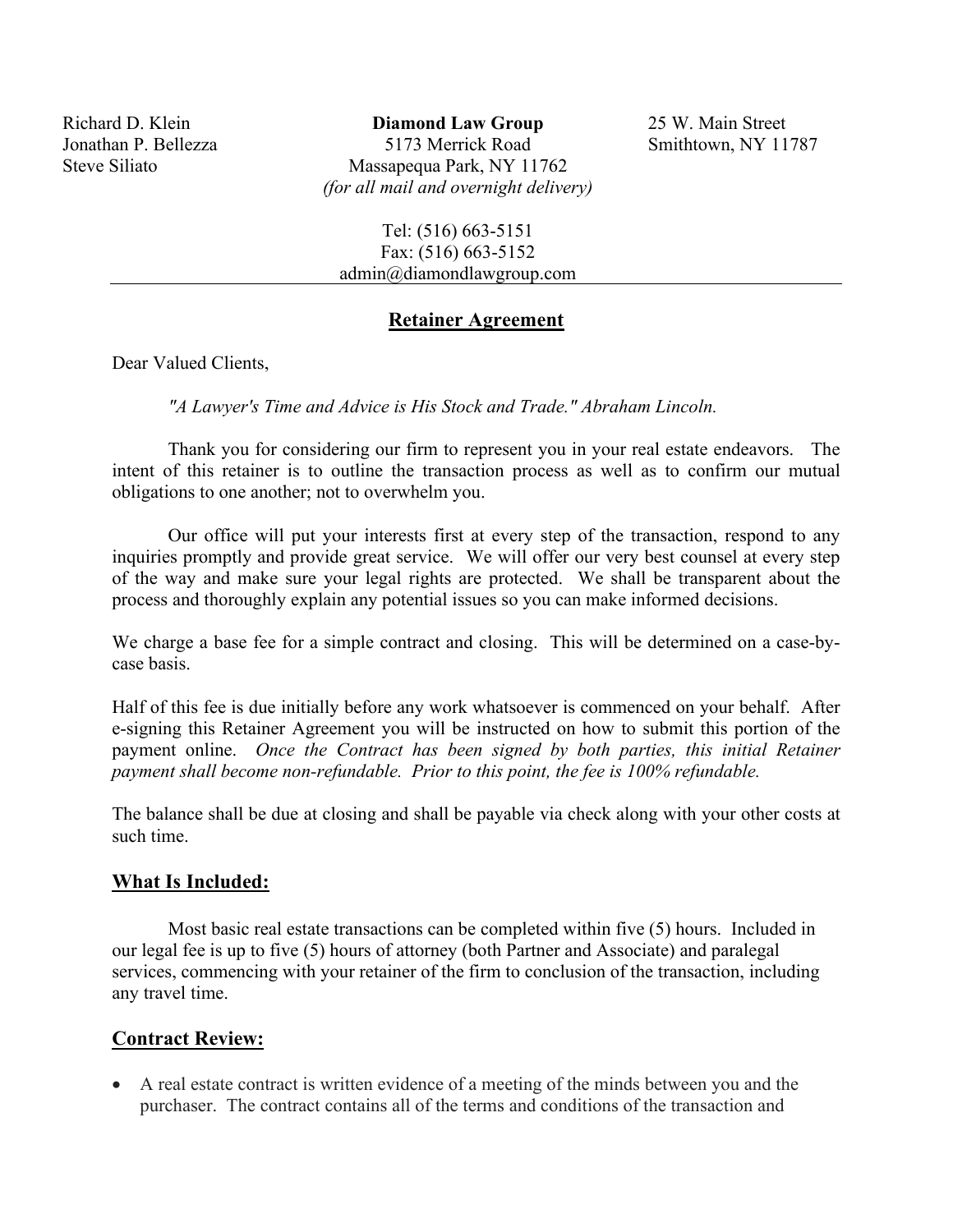Richard D. Klein
Jonathan P. Bellezza
Steve Siliato

**Diamond Law Group**
5173 Merrick Road
Massapequa Park, NY 11762
*(for all mail and overnight delivery)*

25 W. Main Street
Smithtown, NY 11787

Tel: (516) 663-5151
Fax: (516) 663-5152
admin@diamondlawgroup.com

---

## Retainer Agreement

Dear Valued Clients,

*"A Lawyer's Time and Advice is His Stock and Trade." Abraham Lincoln.*

Thank you for considering our firm to represent you in your real estate endeavors. The intent of this retainer is to outline the transaction process as well as to confirm our mutual obligations to one another; not to overwhelm you.

Our office will put your interests first at every step of the transaction, respond to any inquiries promptly and provide great service. We will offer our very best counsel at every step of the way and make sure your legal rights are protected. We shall be transparent about the process and thoroughly explain any potential issues so you can make informed decisions.

We charge a base fee for a simple contract and closing. This will be determined on a case-by-case basis.

Half of this fee is due initially before any work whatsoever is commenced on your behalf. After e-signing this Retainer Agreement you will be instructed on how to submit this portion of the payment online. *Once the Contract has been signed by both parties, this initial Retainer payment shall become non-refundable. Prior to this point, the fee is 100% refundable.*

The balance shall be due at closing and shall be payable via check along with your other costs at such time.

### What Is Included:

Most basic real estate transactions can be completed within five (5) hours. Included in our legal fee is up to five (5) hours of attorney (both Partner and Associate) and paralegal services, commencing with your retainer of the firm to conclusion of the transaction, including any travel time.

### Contract Review:

- A real estate contract is written evidence of a meeting of the minds between you and the purchaser. The contract contains all of the terms and conditions of the transaction and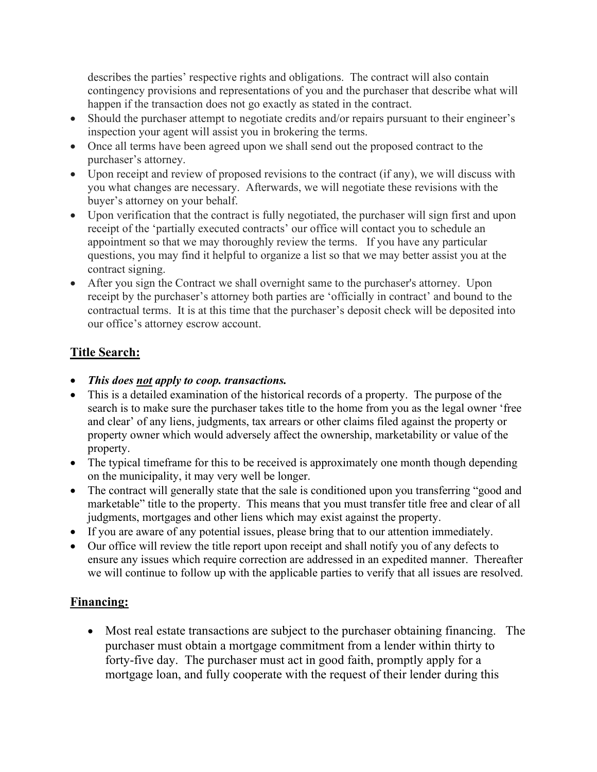describes the parties' respective rights and obligations. The contract will also contain contingency provisions and representations of you and the purchaser that describe what will happen if the transaction does not go exactly as stated in the contract.

- Should the purchaser attempt to negotiate credits and/or repairs pursuant to their engineer's inspection your agent will assist you in brokering the terms.
- Once all terms have been agreed upon we shall send out the proposed contract to the purchaser's attorney.
- Upon receipt and review of proposed revisions to the contract (if any), we will discuss with you what changes are necessary. Afterwards, we will negotiate these revisions with the buyer's attorney on your behalf.
- Upon verification that the contract is fully negotiated, the purchaser will sign first and upon receipt of the 'partially executed contracts' our office will contact you to schedule an appointment so that we may thoroughly review the terms. If you have any particular questions, you may find it helpful to organize a list so that we may better assist you at the contract signing.
- After you sign the Contract we shall overnight same to the purchaser's attorney. Upon receipt by the purchaser's attorney both parties are 'officially in contract' and bound to the contractual terms. It is at this time that the purchaser's deposit check will be deposited into our office's attorney escrow account.

## Title Search:

- ***This does <u>not</u> apply to coop. transactions.***
- This is a detailed examination of the historical records of a property. The purpose of the search is to make sure the purchaser takes title to the home from you as the legal owner 'free and clear' of any liens, judgments, tax arrears or other claims filed against the property or property owner which would adversely affect the ownership, marketability or value of the property.
- The typical timeframe for this to be received is approximately one month though depending on the municipality, it may very well be longer.
- The contract will generally state that the sale is conditioned upon you transferring "good and marketable" title to the property. This means that you must transfer title free and clear of all judgments, mortgages and other liens which may exist against the property.
- If you are aware of any potential issues, please bring that to our attention immediately.
- Our office will review the title report upon receipt and shall notify you of any defects to ensure any issues which require correction are addressed in an expedited manner. Thereafter we will continue to follow up with the applicable parties to verify that all issues are resolved.

## Financing:

- Most real estate transactions are subject to the purchaser obtaining financing. The purchaser must obtain a mortgage commitment from a lender within thirty to forty-five day. The purchaser must act in good faith, promptly apply for a mortgage loan, and fully cooperate with the request of their lender during this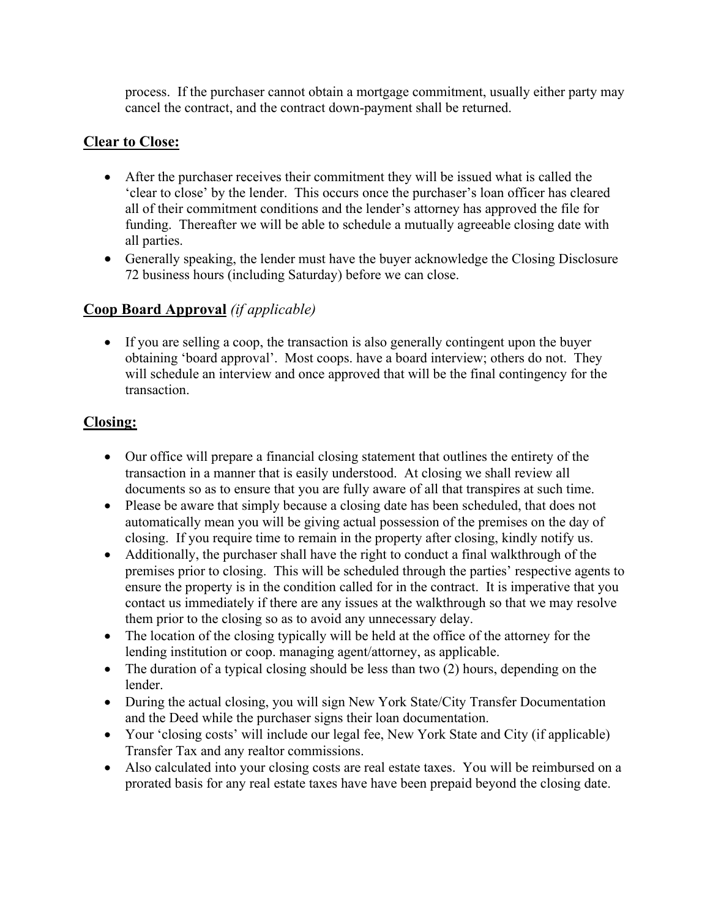process. If the purchaser cannot obtain a mortgage commitment, usually either party may cancel the contract, and the contract down-payment shall be returned.

## <u>Clear to Close:</u>

- After the purchaser receives their commitment they will be issued what is called the 'clear to close' by the lender. This occurs once the purchaser's loan officer has cleared all of their commitment conditions and the lender's attorney has approved the file for funding. Thereafter we will be able to schedule a mutually agreeable closing date with all parties.
- Generally speaking, the lender must have the buyer acknowledge the Closing Disclosure 72 business hours (including Saturday) before we can close.

## <u>Coop Board Approval</u> *(if applicable)*

- If you are selling a coop, the transaction is also generally contingent upon the buyer obtaining 'board approval'. Most coops. have a board interview; others do not. They will schedule an interview and once approved that will be the final contingency for the transaction.

## <u>Closing:</u>

- Our office will prepare a financial closing statement that outlines the entirety of the transaction in a manner that is easily understood. At closing we shall review all documents so as to ensure that you are fully aware of all that transpires at such time.
- Please be aware that simply because a closing date has been scheduled, that does not automatically mean you will be giving actual possession of the premises on the day of closing. If you require time to remain in the property after closing, kindly notify us.
- Additionally, the purchaser shall have the right to conduct a final walkthrough of the premises prior to closing. This will be scheduled through the parties' respective agents to ensure the property is in the condition called for in the contract. It is imperative that you contact us immediately if there are any issues at the walkthrough so that we may resolve them prior to the closing so as to avoid any unnecessary delay.
- The location of the closing typically will be held at the office of the attorney for the lending institution or coop. managing agent/attorney, as applicable.
- The duration of a typical closing should be less than two (2) hours, depending on the lender.
- During the actual closing, you will sign New York State/City Transfer Documentation and the Deed while the purchaser signs their loan documentation.
- Your 'closing costs' will include our legal fee, New York State and City (if applicable) Transfer Tax and any realtor commissions.
- Also calculated into your closing costs are real estate taxes. You will be reimbursed on a prorated basis for any real estate taxes have have been prepaid beyond the closing date.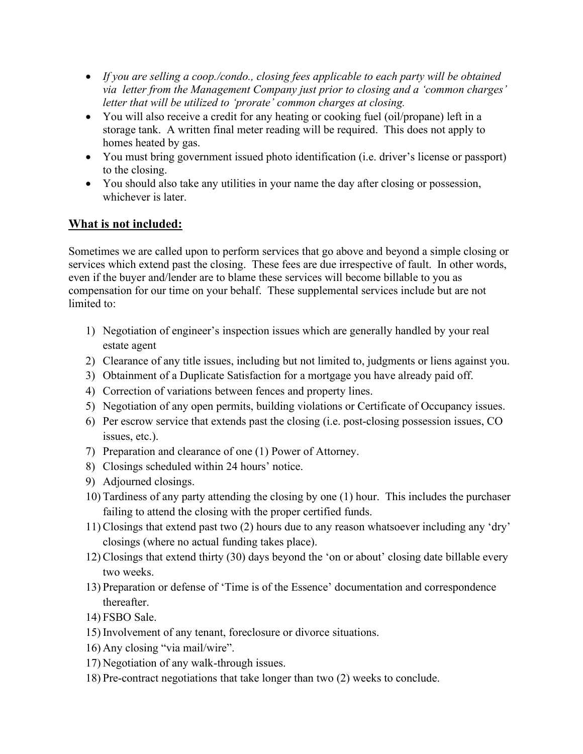- *If you are selling a coop./condo., closing fees applicable to each party will be obtained via letter from the Management Company just prior to closing and a 'common charges' letter that will be utilized to 'prorate' common charges at closing.*
- You will also receive a credit for any heating or cooking fuel (oil/propane) left in a storage tank. A written final meter reading will be required. This does not apply to homes heated by gas.
- You must bring government issued photo identification (i.e. driver's license or passport) to the closing.
- You should also take any utilities in your name the day after closing or possession, whichever is later.

## **What is not included:**

Sometimes we are called upon to perform services that go above and beyond a simple closing or services which extend past the closing. These fees are due irrespective of fault. In other words, even if the buyer and/lender are to blame these services will become billable to you as compensation for our time on your behalf. These supplemental services include but are not limited to:

1) Negotiation of engineer's inspection issues which are generally handled by your real estate agent
2) Clearance of any title issues, including but not limited to, judgments or liens against you.
3) Obtainment of a Duplicate Satisfaction for a mortgage you have already paid off.
4) Correction of variations between fences and property lines.
5) Negotiation of any open permits, building violations or Certificate of Occupancy issues.
6) Per escrow service that extends past the closing (i.e. post-closing possession issues, CO issues, etc.).
7) Preparation and clearance of one (1) Power of Attorney.
8) Closings scheduled within 24 hours' notice.
9) Adjourned closings.
10) Tardiness of any party attending the closing by one (1) hour. This includes the purchaser failing to attend the closing with the proper certified funds.
11) Closings that extend past two (2) hours due to any reason whatsoever including any 'dry' closings (where no actual funding takes place).
12) Closings that extend thirty (30) days beyond the 'on or about' closing date billable every two weeks.
13) Preparation or defense of 'Time is of the Essence' documentation and correspondence thereafter.
14) FSBO Sale.
15) Involvement of any tenant, foreclosure or divorce situations.
16) Any closing "via mail/wire".
17) Negotiation of any walk-through issues.
18) Pre-contract negotiations that take longer than two (2) weeks to conclude.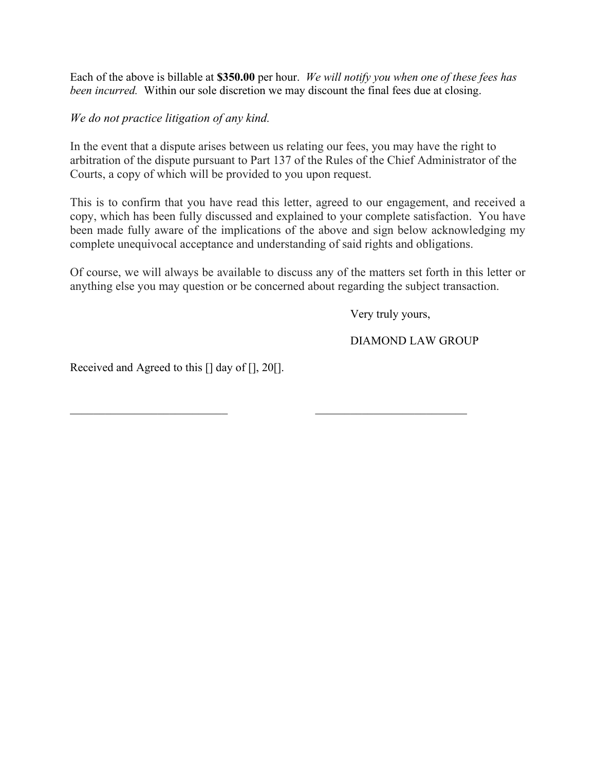Each of the above is billable at **$350.00** per hour. *We will notify you when one of these fees has been incurred.* Within our sole discretion we may discount the final fees due at closing.

*We do not practice litigation of any kind.*

In the event that a dispute arises between us relating our fees, you may have the right to arbitration of the dispute pursuant to Part 137 of the Rules of the Chief Administrator of the Courts, a copy of which will be provided to you upon request.

This is to confirm that you have read this letter, agreed to our engagement, and received a copy, which has been fully discussed and explained to your complete satisfaction. You have been made fully aware of the implications of the above and sign below acknowledging my complete unequivocal acceptance and understanding of said rights and obligations.

Of course, we will always be available to discuss any of the matters set forth in this letter or anything else you may question or be concerned about regarding the subject transaction.

Very truly yours,

DIAMOND LAW GROUP

Received and Agreed to this [] day of [], 20[].

___________________________ ___________________________